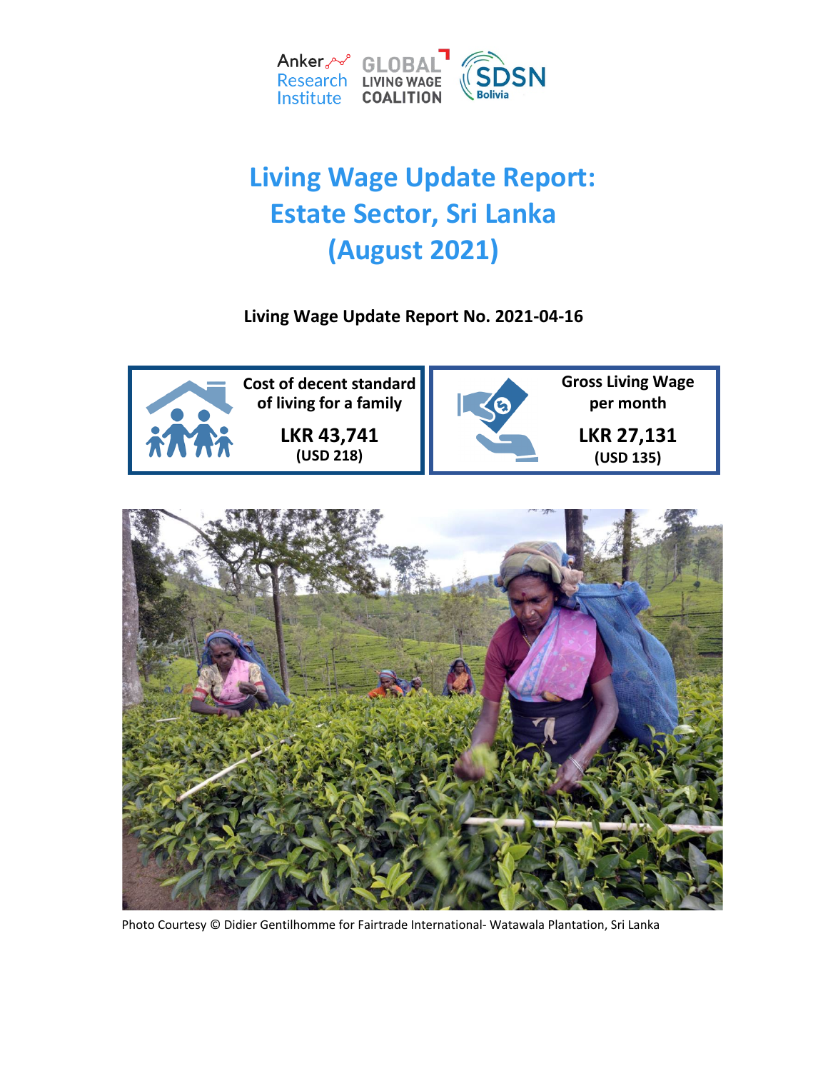Anker Research Institute | GLOBAL LIVING WAGE COALITION | SDSN Bolivia

# Living Wage Update Report: Estate Sector, Sri Lanka (August 2021)

**Living Wage Update Report No. 2021-04-16**

| Cost of decent standard of living for a family | Gross Living Wage per month |
|---|---|
| **LKR 43,741** (USD 218) | **LKR 27,131** (USD 135) |

Photo Courtesy © Didier Gentilhomme for Fairtrade International- Watawala Plantation, Sri Lanka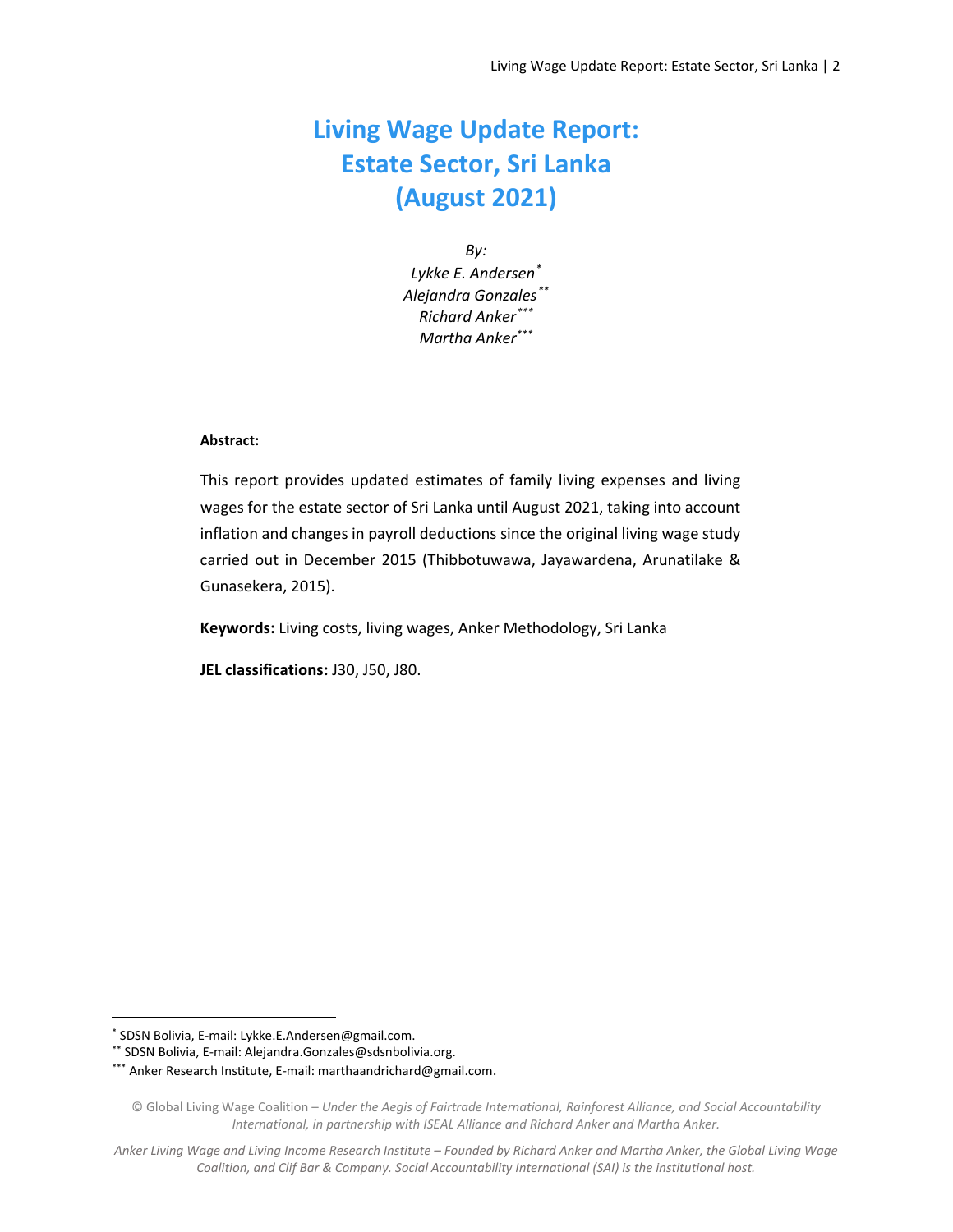# Living Wage Update Report: Estate Sector, Sri Lanka (August 2021)

*By:*
*Lykke E. Andersen[*]*
*Alejandra Gonzales[**]*
*Richard Anker[***]*
*Martha Anker[***]*

**Abstract:**

This report provides updated estimates of family living expenses and living wages for the estate sector of Sri Lanka until August 2021, taking into account inflation and changes in payroll deductions since the original living wage study carried out in December 2015 (Thibbotuwawa, Jayawardena, Arunatilake & Gunasekera, 2015).

**Keywords:** Living costs, living wages, Anker Methodology, Sri Lanka

**JEL classifications:** J30, J50, J80.

---

[*] SDSN Bolivia, E-mail: Lykke.E.Andersen@gmail.com.
[**] SDSN Bolivia, E-mail: Alejandra.Gonzales@sdsnbolivia.org.
[***] Anker Research Institute, E-mail: marthaandrichard@gmail.com.

© Global Living Wage Coalition – *Under the Aegis of Fairtrade International, Rainforest Alliance, and Social Accountability International, in partnership with ISEAL Alliance and Richard Anker and Martha Anker.*

*Anker Living Wage and Living Income Research Institute – Founded by Richard Anker and Martha Anker, the Global Living Wage Coalition, and Clif Bar & Company. Social Accountability International (SAI) is the institutional host.*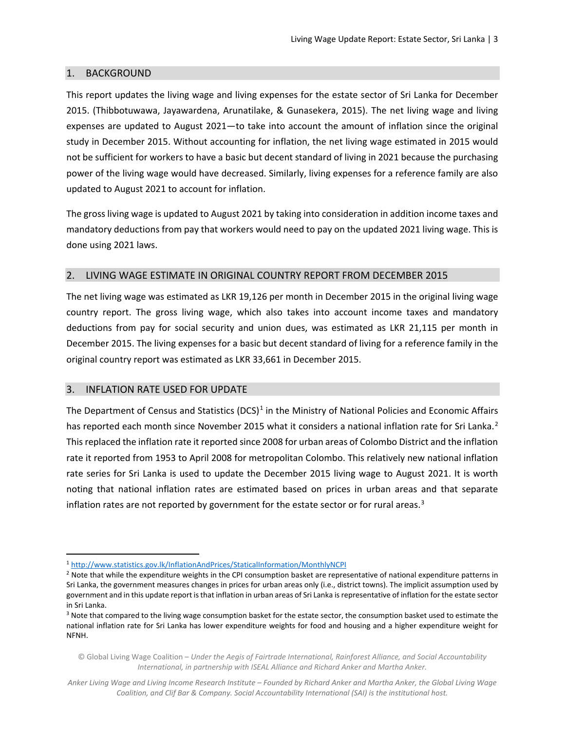## 1. BACKGROUND

This report updates the living wage and living expenses for the estate sector of Sri Lanka for December 2015. (Thibbotuwawa, Jayawardena, Arunatilake, & Gunasekera, 2015). The net living wage and living expenses are updated to August 2021—to take into account the amount of inflation since the original study in December 2015. Without accounting for inflation, the net living wage estimated in 2015 would not be sufficient for workers to have a basic but decent standard of living in 2021 because the purchasing power of the living wage would have decreased. Similarly, living expenses for a reference family are also updated to August 2021 to account for inflation.

The gross living wage is updated to August 2021 by taking into consideration in addition income taxes and mandatory deductions from pay that workers would need to pay on the updated 2021 living wage. This is done using 2021 laws.

## 2. LIVING WAGE ESTIMATE IN ORIGINAL COUNTRY REPORT FROM DECEMBER 2015

The net living wage was estimated as LKR 19,126 per month in December 2015 in the original living wage country report. The gross living wage, which also takes into account income taxes and mandatory deductions from pay for social security and union dues, was estimated as LKR 21,115 per month in December 2015. The living expenses for a basic but decent standard of living for a reference family in the original country report was estimated as LKR 33,661 in December 2015.

## 3. INFLATION RATE USED FOR UPDATE

The Department of Census and Statistics (DCS)[1] in the Ministry of National Policies and Economic Affairs has reported each month since November 2015 what it considers a national inflation rate for Sri Lanka.[2] This replaced the inflation rate it reported since 2008 for urban areas of Colombo District and the inflation rate it reported from 1953 to April 2008 for metropolitan Colombo. This relatively new national inflation rate series for Sri Lanka is used to update the December 2015 living wage to August 2021. It is worth noting that national inflation rates are estimated based on prices in urban areas and that separate inflation rates are not reported by government for the estate sector or for rural areas.[3]

---

[1] http://www.statistics.gov.lk/InflationAndPrices/StaticalInformation/MonthlyNCPI

[2] Note that while the expenditure weights in the CPI consumption basket are representative of national expenditure patterns in Sri Lanka, the government measures changes in prices for urban areas only (i.e., district towns). The implicit assumption used by government and in this update report is that inflation in urban areas of Sri Lanka is representative of inflation for the estate sector in Sri Lanka.

[3] Note that compared to the living wage consumption basket for the estate sector, the consumption basket used to estimate the national inflation rate for Sri Lanka has lower expenditure weights for food and housing and a higher expenditure weight for NFNH.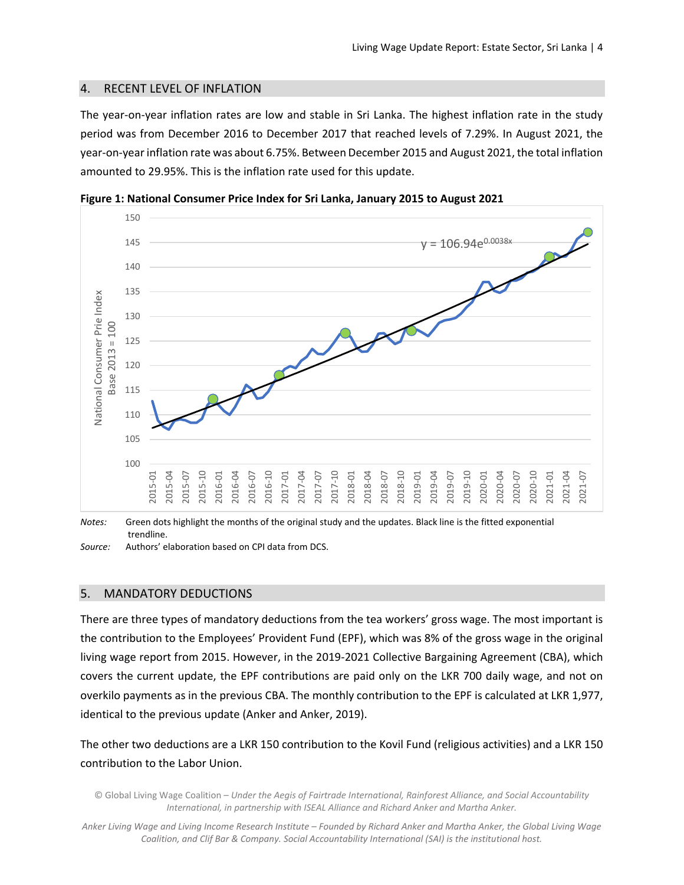## 4. RECENT LEVEL OF INFLATION

The year-on-year inflation rates are low and stable in Sri Lanka. The highest inflation rate in the study period was from December 2016 to December 2017 that reached levels of 7.29%. In August 2021, the year-on-year inflation rate was about 6.75%. Between December 2015 and August 2021, the total inflation amounted to 29.95%. This is the inflation rate used for this update.

**Figure 1: National Consumer Price Index for Sri Lanka, January 2015 to August 2021**

*Notes:* Green dots highlight the months of the original study and the updates. Black line is the fitted exponential trendline.

*Source:* Authors' elaboration based on CPI data from DCS.

## 5. MANDATORY DEDUCTIONS

There are three types of mandatory deductions from the tea workers' gross wage. The most important is the contribution to the Employees' Provident Fund (EPF), which was 8% of the gross wage in the original living wage report from 2015. However, in the 2019-2021 Collective Bargaining Agreement (CBA), which covers the current update, the EPF contributions are paid only on the LKR 700 daily wage, and not on overkilo payments as in the previous CBA. The monthly contribution to the EPF is calculated at LKR 1,977, identical to the previous update (Anker and Anker, 2019).

The other two deductions are a LKR 150 contribution to the Kovil Fund (religious activities) and a LKR 150 contribution to the Labor Union.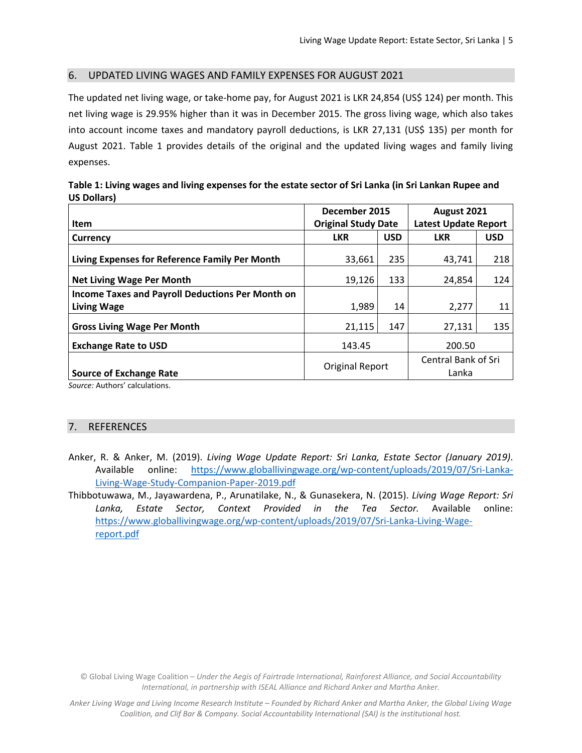## 6. UPDATED LIVING WAGES AND FAMILY EXPENSES FOR AUGUST 2021

The updated net living wage, or take-home pay, for August 2021 is LKR 24,854 (US$ 124) per month. This net living wage is 29.95% higher than it was in December 2015. The gross living wage, which also takes into account income taxes and mandatory payroll deductions, is LKR 27,131 (US$ 135) per month for August 2021. Table 1 provides details of the original and the updated living wages and family living expenses.

**Table 1: Living wages and living expenses for the estate sector of Sri Lanka (in Sri Lankan Rupee and US Dollars)**

| Item | December 2015 Original Study Date | | August 2021 Latest Update Report | |
|---|---|---|---|---|
| **Currency** | **LKR** | **USD** | **LKR** | **USD** |
| **Living Expenses for Reference Family Per Month** | 33,661 | 235 | 43,741 | 218 |
| **Net Living Wage Per Month** | 19,126 | 133 | 24,854 | 124 |
| **Income Taxes and Payroll Deductions Per Month on Living Wage** | 1,989 | 14 | 2,277 | 11 |
| **Gross Living Wage Per Month** | 21,115 | 147 | 27,131 | 135 |
| **Exchange Rate to USD** | 143.45 | | 200.50 | |
| **Source of Exchange Rate** | Original Report | | Central Bank of Sri Lanka | |

*Source:* Authors' calculations.

## 7. REFERENCES

Anker, R. & Anker, M. (2019). *Living Wage Update Report: Sri Lanka, Estate Sector (January 2019)*. Available online: https://www.globallivingwage.org/wp-content/uploads/2019/07/Sri-Lanka-Living-Wage-Study-Companion-Paper-2019.pdf

Thibbotuwawa, M., Jayawardena, P., Arunatilake, N., & Gunasekera, N. (2015). *Living Wage Report: Sri Lanka, Estate Sector, Context Provided in the Tea Sector.* Available online: https://www.globallivingwage.org/wp-content/uploads/2019/07/Sri-Lanka-Living-Wage-report.pdf

© Global Living Wage Coalition – *Under the Aegis of Fairtrade International, Rainforest Alliance, and Social Accountability International, in partnership with ISEAL Alliance and Richard Anker and Martha Anker.*

*Anker Living Wage and Living Income Research Institute – Founded by Richard Anker and Martha Anker, the Global Living Wage Coalition, and Clif Bar & Company. Social Accountability International (SAI) is the institutional host.*